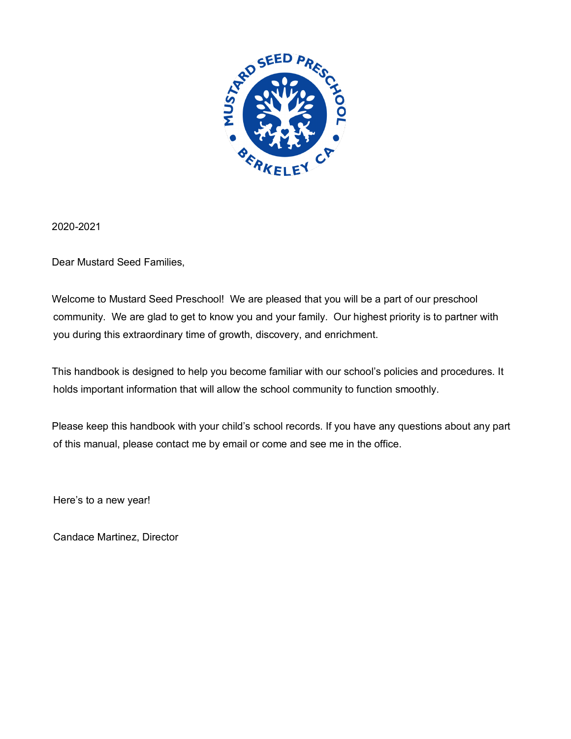2020-2021

Dear Mustard Seed Families,

Welcome to Mustard Seed Preschool! We are pleased that you will be a part of our preschool community. We are glad to get to know you and your family. Our highest priority is to partner with you during this extraordinary time of growth, discovery, and enrichment.

This handbook is designed to help you become familiar with our school's policies and procedures. It holds important information that will allow the school community to function smoothly.

Please keep this handbook with your child's school records. If you have any questions about any part of this manual, please contact me by email or come and see me in the office.

Here's to a new year!

Candace Martinez, Director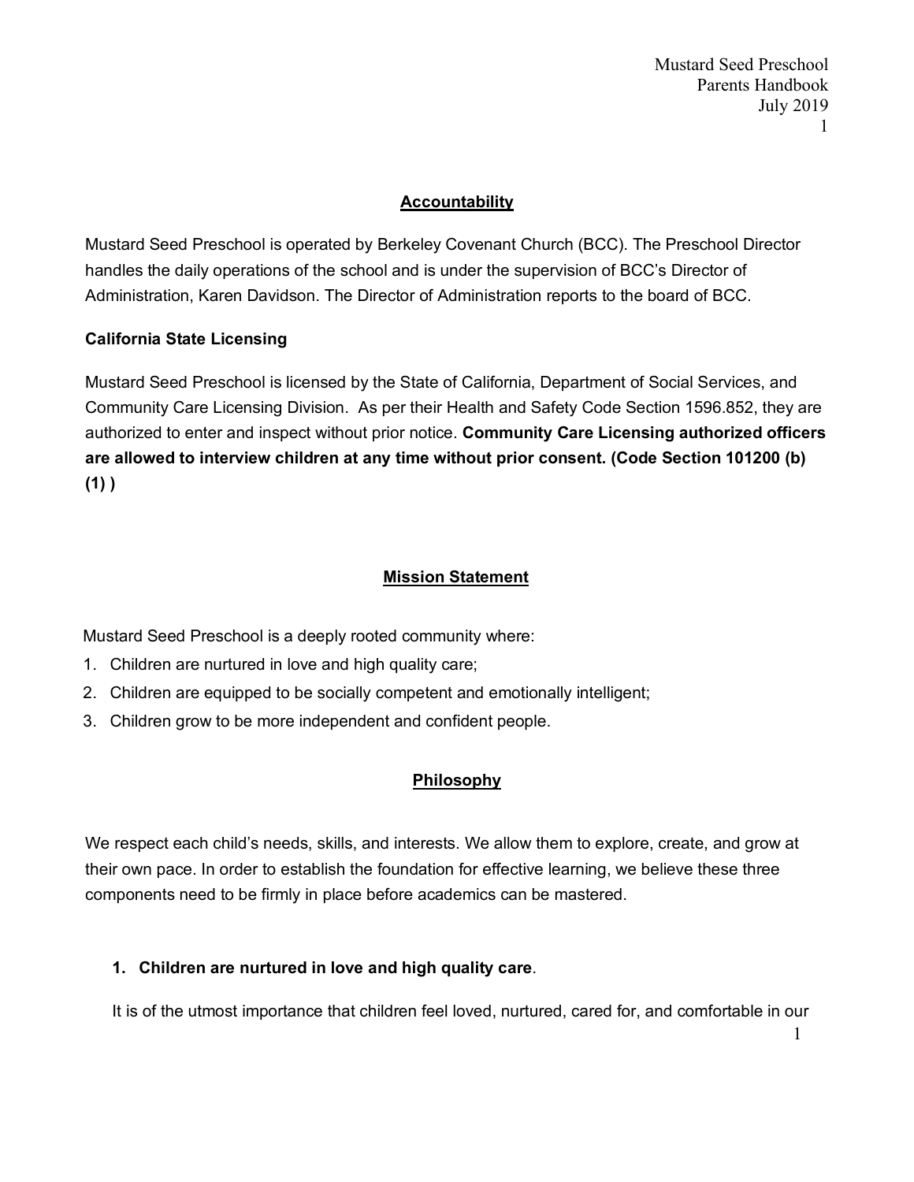## Accountability

Mustard Seed Preschool is operated by Berkeley Covenant Church (BCC). The Preschool Director handles the daily operations of the school and is under the supervision of BCC's Director of Administration, Karen Davidson. The Director of Administration reports to the board of BCC.

### California State Licensing

Mustard Seed Preschool is licensed by the State of California, Department of Social Services, and Community Care Licensing Division. As per their Health and Safety Code Section 1596.852, they are authorized to enter and inspect without prior notice. **Community Care Licensing authorized officers are allowed to interview children at any time without prior consent. (Code Section 101200 (b) (1) )**

## Mission Statement

Mustard Seed Preschool is a deeply rooted community where:

1. Children are nurtured in love and high quality care;
2. Children are equipped to be socially competent and emotionally intelligent;
3. Children grow to be more independent and confident people.

## Philosophy

We respect each child's needs, skills, and interests. We allow them to explore, create, and grow at their own pace. In order to establish the foundation for effective learning, we believe these three components need to be firmly in place before academics can be mastered.

1. **Children are nurtured in love and high quality care**.

It is of the utmost importance that children feel loved, nurtured, cared for, and comfortable in our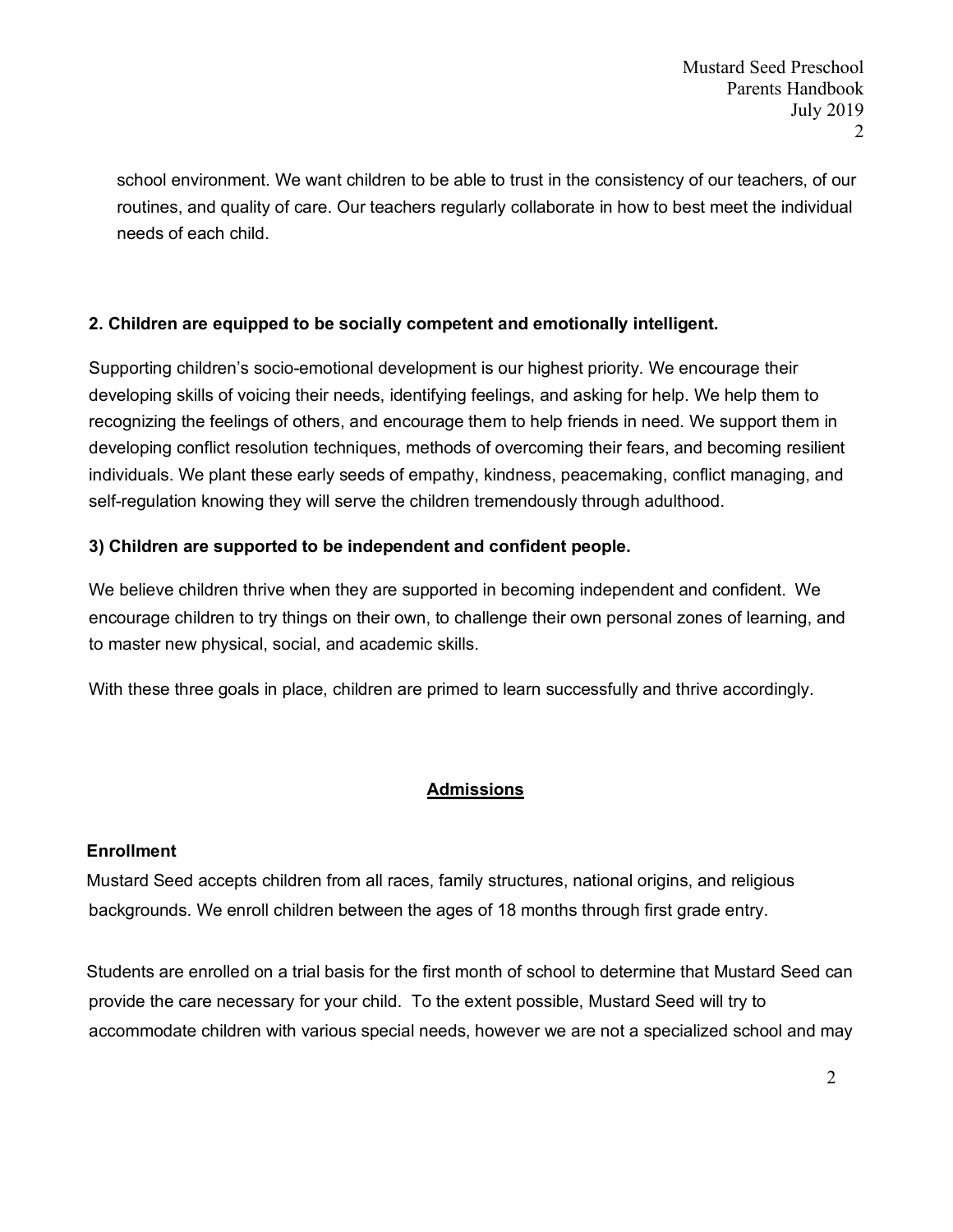school environment. We want children to be able to trust in the consistency of our teachers, of our routines, and quality of care. Our teachers regularly collaborate in how to best meet the individual needs of each child.

**2. Children are equipped to be socially competent and emotionally intelligent.**

Supporting children's socio-emotional development is our highest priority. We encourage their developing skills of voicing their needs, identifying feelings, and asking for help. We help them to recognizing the feelings of others, and encourage them to help friends in need. We support them in developing conflict resolution techniques, methods of overcoming their fears, and becoming resilient individuals. We plant these early seeds of empathy, kindness, peacemaking, conflict managing, and self-regulation knowing they will serve the children tremendously through adulthood.

**3) Children are supported to be independent and confident people.**

We believe children thrive when they are supported in becoming independent and confident. We encourage children to try things on their own, to challenge their own personal zones of learning, and to master new physical, social, and academic skills.

With these three goals in place, children are primed to learn successfully and thrive accordingly.

## Admissions

### Enrollment

Mustard Seed accepts children from all races, family structures, national origins, and religious backgrounds. We enroll children between the ages of 18 months through first grade entry.

Students are enrolled on a trial basis for the first month of school to determine that Mustard Seed can provide the care necessary for your child. To the extent possible, Mustard Seed will try to accommodate children with various special needs, however we are not a specialized school and may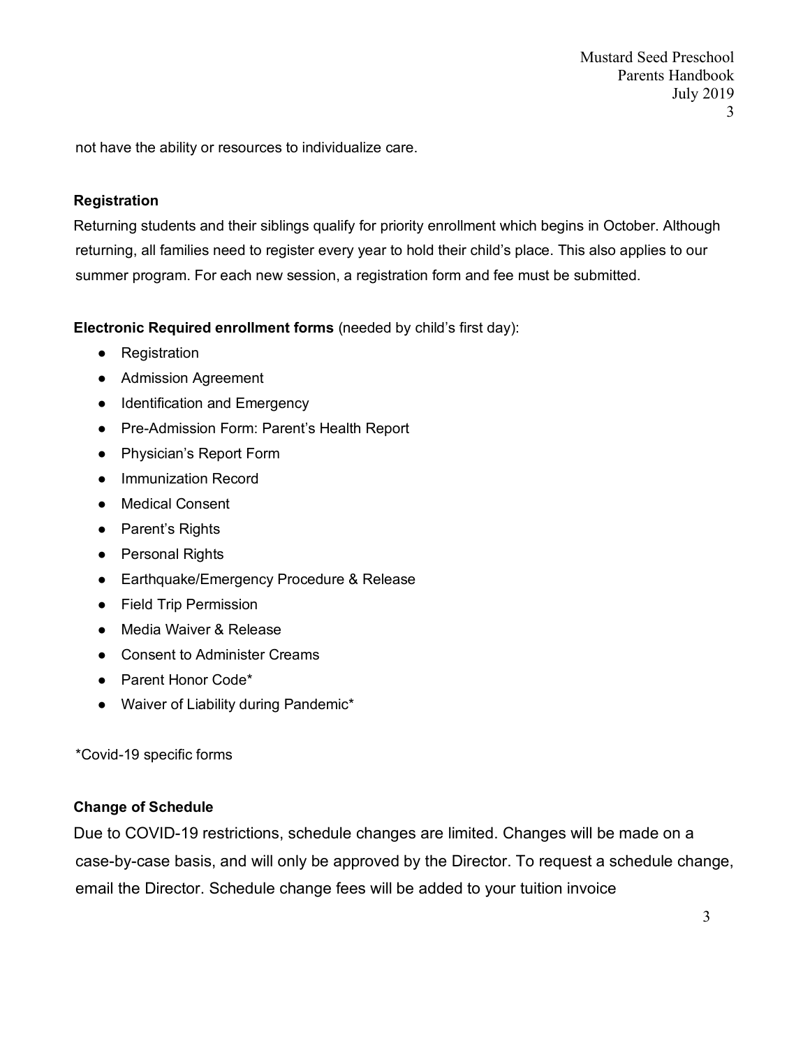not have the ability or resources to individualize care.

**Registration**

Returning students and their siblings qualify for priority enrollment which begins in October. Although returning, all families need to register every year to hold their child's place. This also applies to our summer program. For each new session, a registration form and fee must be submitted.

**Electronic Required enrollment forms** (needed by child's first day):

- Registration
- Admission Agreement
- Identification and Emergency
- Pre-Admission Form: Parent's Health Report
- Physician's Report Form
- Immunization Record
- Medical Consent
- Parent's Rights
- Personal Rights
- Earthquake/Emergency Procedure & Release
- Field Trip Permission
- Media Waiver & Release
- Consent to Administer Creams
- Parent Honor Code*
- Waiver of Liability during Pandemic*

*Covid-19 specific forms

**Change of Schedule**

Due to COVID-19 restrictions, schedule changes are limited. Changes will be made on a case-by-case basis, and will only be approved by the Director. To request a schedule change, email the Director. Schedule change fees will be added to your tuition invoice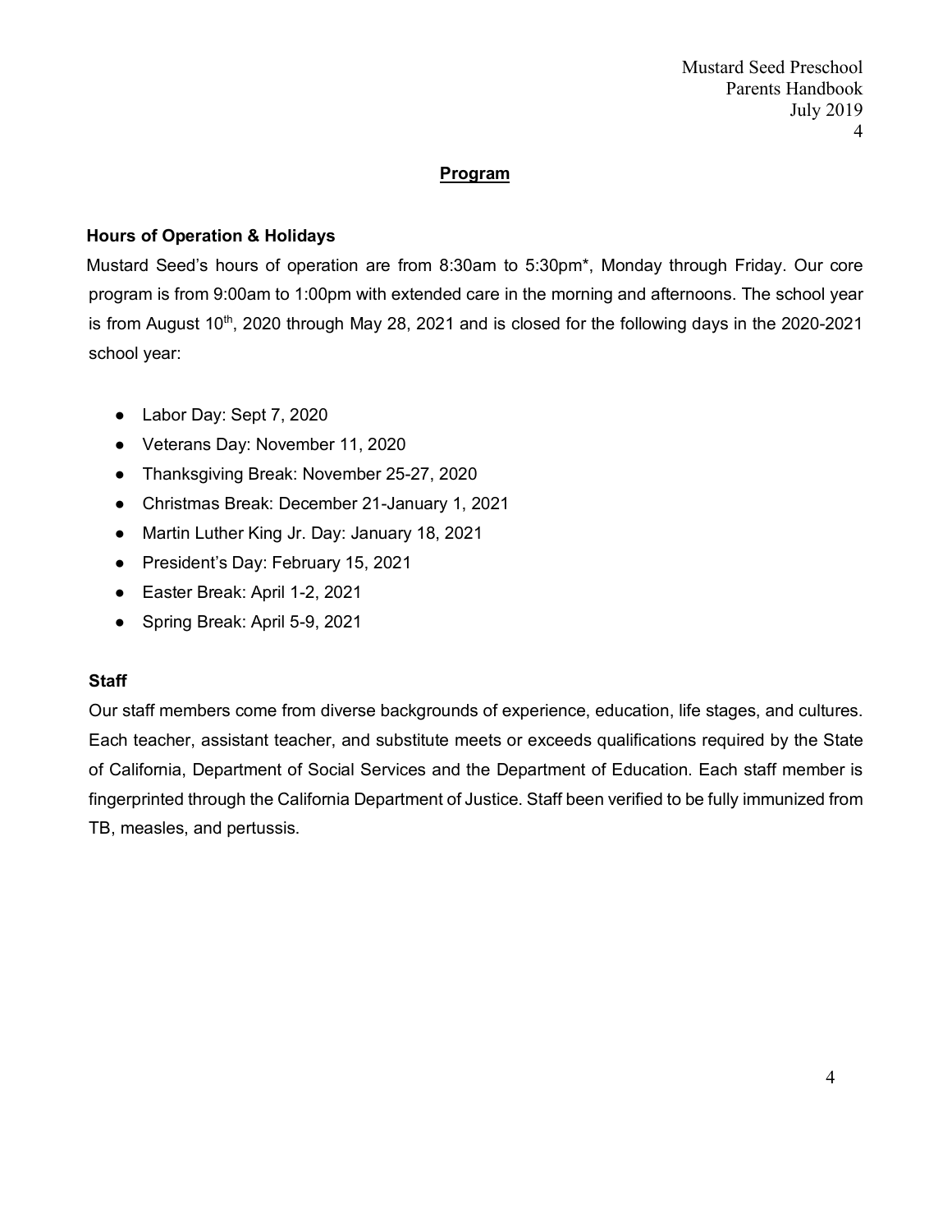## Program

### Hours of Operation & Holidays

Mustard Seed's hours of operation are from 8:30am to 5:30pm*, Monday through Friday. Our core program is from 9:00am to 1:00pm with extended care in the morning and afternoons. The school year is from August 10th, 2020 through May 28, 2021 and is closed for the following days in the 2020-2021 school year:

- Labor Day: Sept 7, 2020
- Veterans Day: November 11, 2020
- Thanksgiving Break: November 25-27, 2020
- Christmas Break: December 21-January 1, 2021
- Martin Luther King Jr. Day: January 18, 2021
- President's Day: February 15, 2021
- Easter Break: April 1-2, 2021
- Spring Break: April 5-9, 2021

### Staff

Our staff members come from diverse backgrounds of experience, education, life stages, and cultures. Each teacher, assistant teacher, and substitute meets or exceeds qualifications required by the State of California, Department of Social Services and the Department of Education. Each staff member is fingerprinted through the California Department of Justice. Staff been verified to be fully immunized from TB, measles, and pertussis.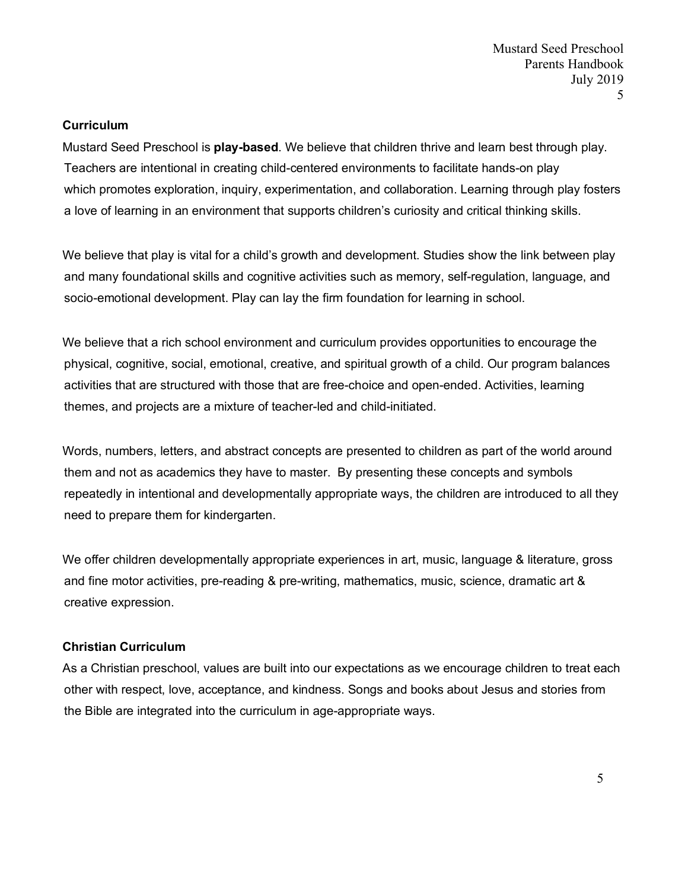## Curriculum

Mustard Seed Preschool is **play-based**. We believe that children thrive and learn best through play. Teachers are intentional in creating child-centered environments to facilitate hands-on play which promotes exploration, inquiry, experimentation, and collaboration. Learning through play fosters a love of learning in an environment that supports children's curiosity and critical thinking skills.

We believe that play is vital for a child's growth and development. Studies show the link between play and many foundational skills and cognitive activities such as memory, self-regulation, language, and socio-emotional development. Play can lay the firm foundation for learning in school.

We believe that a rich school environment and curriculum provides opportunities to encourage the physical, cognitive, social, emotional, creative, and spiritual growth of a child. Our program balances activities that are structured with those that are free-choice and open-ended. Activities, learning themes, and projects are a mixture of teacher-led and child-initiated.

Words, numbers, letters, and abstract concepts are presented to children as part of the world around them and not as academics they have to master. By presenting these concepts and symbols repeatedly in intentional and developmentally appropriate ways, the children are introduced to all they need to prepare them for kindergarten.

We offer children developmentally appropriate experiences in art, music, language & literature, gross and fine motor activities, pre-reading & pre-writing, mathematics, music, science, dramatic art & creative expression.

## Christian Curriculum

As a Christian preschool, values are built into our expectations as we encourage children to treat each other with respect, love, acceptance, and kindness. Songs and books about Jesus and stories from the Bible are integrated into the curriculum in age-appropriate ways.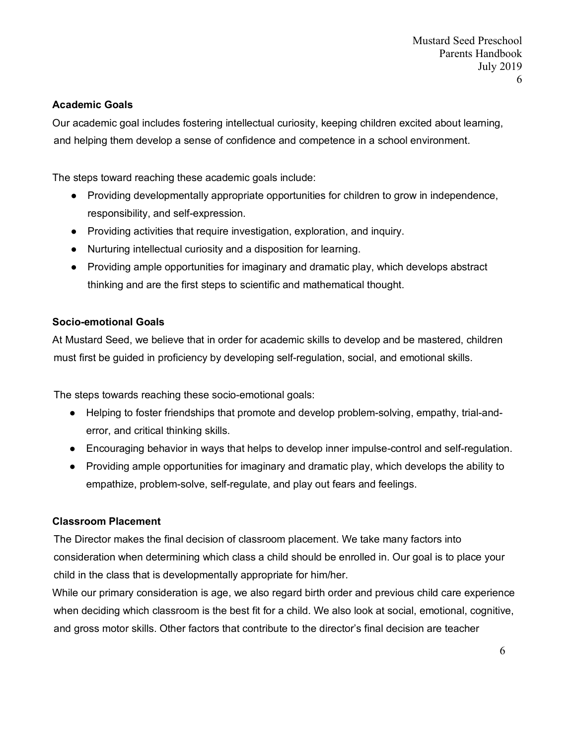### Academic Goals

Our academic goal includes fostering intellectual curiosity, keeping children excited about learning, and helping them develop a sense of confidence and competence in a school environment.

The steps toward reaching these academic goals include:

- Providing developmentally appropriate opportunities for children to grow in independence, responsibility, and self-expression.
- Providing activities that require investigation, exploration, and inquiry.
- Nurturing intellectual curiosity and a disposition for learning.
- Providing ample opportunities for imaginary and dramatic play, which develops abstract thinking and are the first steps to scientific and mathematical thought.

### Socio-emotional Goals

At Mustard Seed, we believe that in order for academic skills to develop and be mastered, children must first be guided in proficiency by developing self-regulation, social, and emotional skills.

The steps towards reaching these socio-emotional goals:

- Helping to foster friendships that promote and develop problem-solving, empathy, trial-and-error, and critical thinking skills.
- Encouraging behavior in ways that helps to develop inner impulse-control and self-regulation.
- Providing ample opportunities for imaginary and dramatic play, which develops the ability to empathize, problem-solve, self-regulate, and play out fears and feelings.

### Classroom Placement

The Director makes the final decision of classroom placement. We take many factors into consideration when determining which class a child should be enrolled in. Our goal is to place your child in the class that is developmentally appropriate for him/her.

While our primary consideration is age, we also regard birth order and previous child care experience when deciding which classroom is the best fit for a child. We also look at social, emotional, cognitive, and gross motor skills. Other factors that contribute to the director's final decision are teacher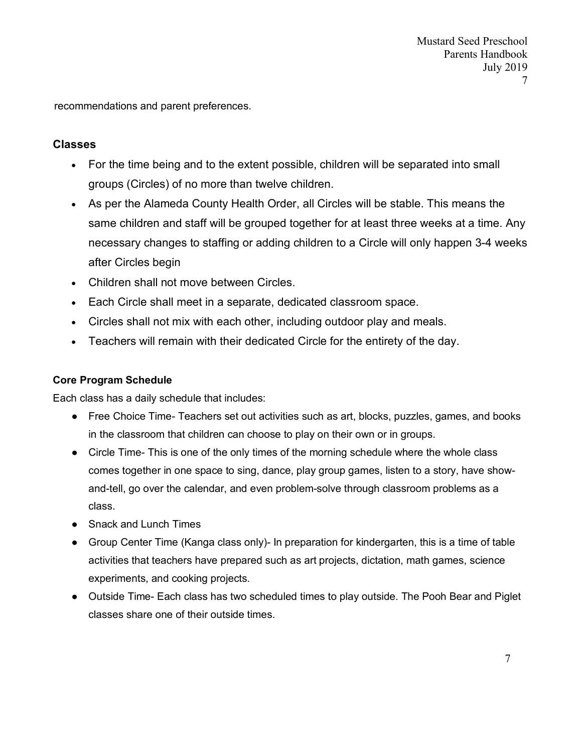recommendations and parent preferences.

## Classes

- For the time being and to the extent possible, children will be separated into small groups (Circles) of no more than twelve children.
- As per the Alameda County Health Order, all Circles will be stable. This means the same children and staff will be grouped together for at least three weeks at a time. Any necessary changes to staffing or adding children to a Circle will only happen 3-4 weeks after Circles begin
- Children shall not move between Circles.
- Each Circle shall meet in a separate, dedicated classroom space.
- Circles shall not mix with each other, including outdoor play and meals.
- Teachers will remain with their dedicated Circle for the entirety of the day.

### Core Program Schedule

Each class has a daily schedule that includes:

- Free Choice Time- Teachers set out activities such as art, blocks, puzzles, games, and books in the classroom that children can choose to play on their own or in groups.
- Circle Time- This is one of the only times of the morning schedule where the whole class comes together in one space to sing, dance, play group games, listen to a story, have show-and-tell, go over the calendar, and even problem-solve through classroom problems as a class.
- Snack and Lunch Times
- Group Center Time (Kanga class only)- In preparation for kindergarten, this is a time of table activities that teachers have prepared such as art projects, dictation, math games, science experiments, and cooking projects.
- Outside Time- Each class has two scheduled times to play outside. The Pooh Bear and Piglet classes share one of their outside times.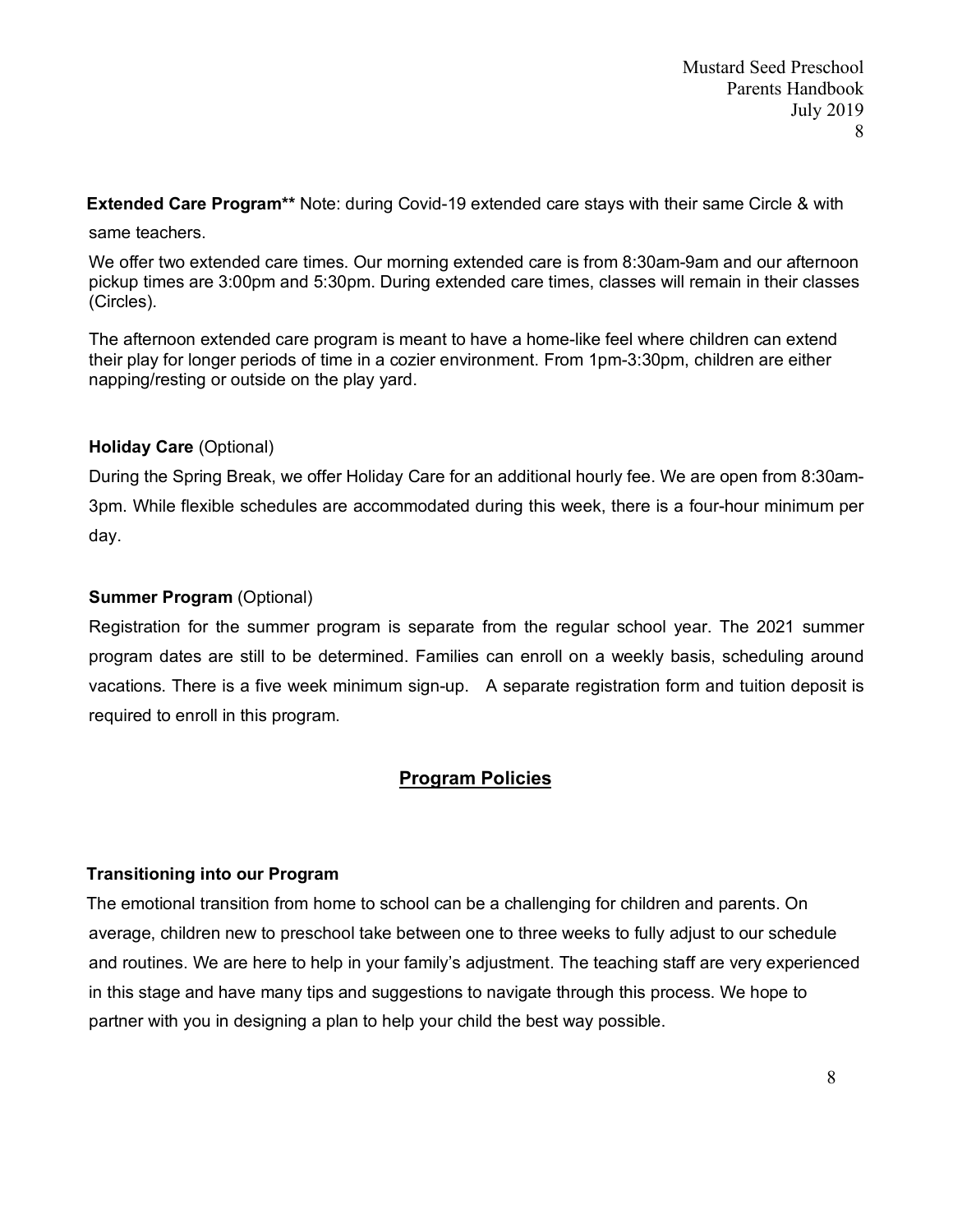**Extended Care Program**** Note: during Covid-19 extended care stays with their same Circle & with same teachers.

We offer two extended care times. Our morning extended care is from 8:30am-9am and our afternoon pickup times are 3:00pm and 5:30pm. During extended care times, classes will remain in their classes (Circles).

The afternoon extended care program is meant to have a home-like feel where children can extend their play for longer periods of time in a cozier environment. From 1pm-3:30pm, children are either napping/resting or outside on the play yard.

**Holiday Care** (Optional)

During the Spring Break, we offer Holiday Care for an additional hourly fee. We are open from 8:30am-3pm. While flexible schedules are accommodated during this week, there is a four-hour minimum per day.

**Summer Program** (Optional)

Registration for the summer program is separate from the regular school year. The 2021 summer program dates are still to be determined. Families can enroll on a weekly basis, scheduling around vacations. There is a five week minimum sign-up. A separate registration form and tuition deposit is required to enroll in this program.

## Program Policies

**Transitioning into our Program**

The emotional transition from home to school can be a challenging for children and parents. On average, children new to preschool take between one to three weeks to fully adjust to our schedule and routines. We are here to help in your family's adjustment. The teaching staff are very experienced in this stage and have many tips and suggestions to navigate through this process. We hope to partner with you in designing a plan to help your child the best way possible.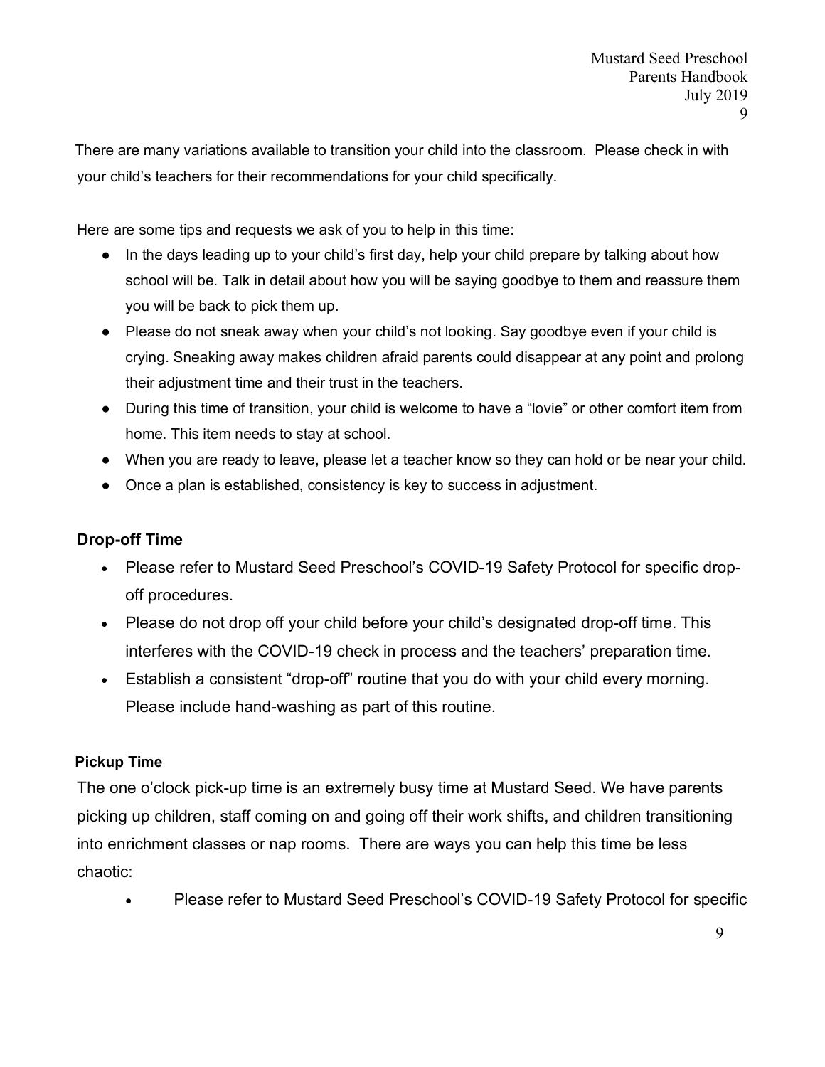There are many variations available to transition your child into the classroom. Please check in with your child's teachers for their recommendations for your child specifically.

Here are some tips and requests we ask of you to help in this time:

- In the days leading up to your child's first day, help your child prepare by talking about how school will be. Talk in detail about how you will be saying goodbye to them and reassure them you will be back to pick them up.
- <u>Please do not sneak away when your child's not looking</u>. Say goodbye even if your child is crying. Sneaking away makes children afraid parents could disappear at any point and prolong their adjustment time and their trust in the teachers.
- During this time of transition, your child is welcome to have a "lovie" or other comfort item from home. This item needs to stay at school.
- When you are ready to leave, please let a teacher know so they can hold or be near your child.
- Once a plan is established, consistency is key to success in adjustment.

### Drop-off Time

- Please refer to Mustard Seed Preschool's COVID-19 Safety Protocol for specific drop-off procedures.
- Please do not drop off your child before your child's designated drop-off time. This interferes with the COVID-19 check in process and the teachers' preparation time.
- Establish a consistent "drop-off" routine that you do with your child every morning. Please include hand-washing as part of this routine.

### Pickup Time

The one o'clock pick-up time is an extremely busy time at Mustard Seed. We have parents picking up children, staff coming on and going off their work shifts, and children transitioning into enrichment classes or nap rooms. There are ways you can help this time be less chaotic:

- Please refer to Mustard Seed Preschool's COVID-19 Safety Protocol for specific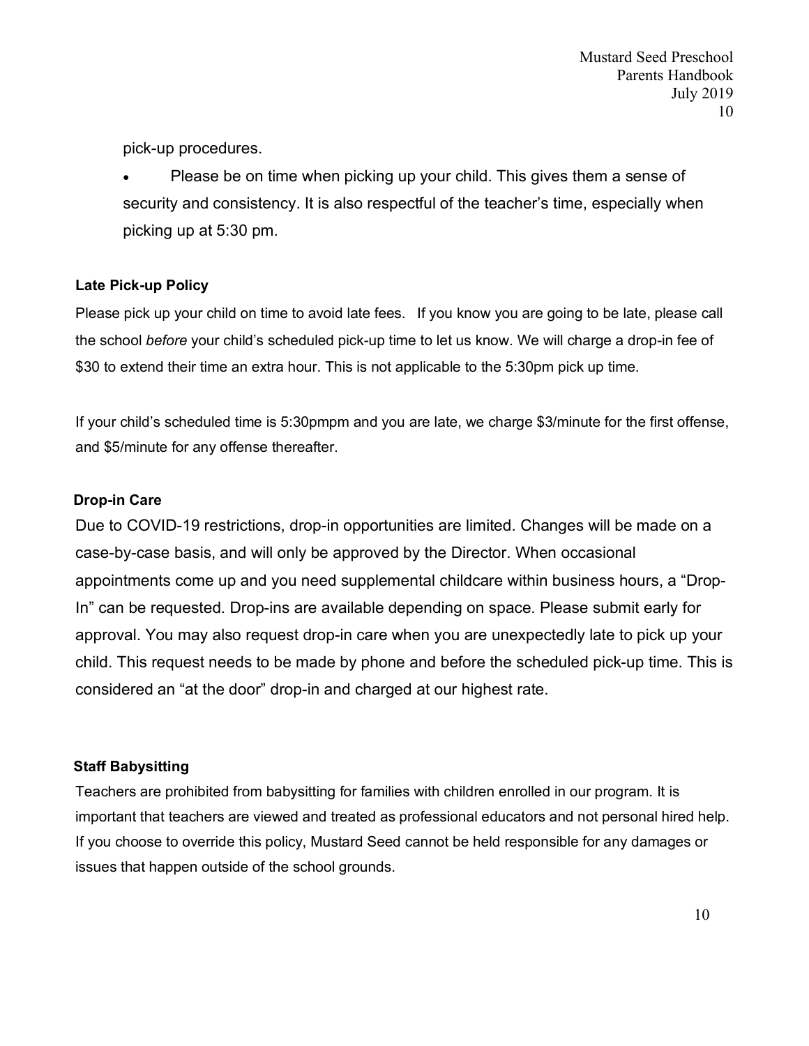pick-up procedures.

- Please be on time when picking up your child. This gives them a sense of security and consistency. It is also respectful of the teacher's time, especially when picking up at 5:30 pm.

### Late Pick-up Policy

Please pick up your child on time to avoid late fees. If you know you are going to be late, please call the school *before* your child's scheduled pick-up time to let us know. We will charge a drop-in fee of $30 to extend their time an extra hour. This is not applicable to the 5:30pm pick up time.

If your child's scheduled time is 5:30pmpm and you are late, we charge $3/minute for the first offense, and $5/minute for any offense thereafter.

### Drop-in Care

Due to COVID-19 restrictions, drop-in opportunities are limited. Changes will be made on a case-by-case basis, and will only be approved by the Director. When occasional appointments come up and you need supplemental childcare within business hours, a "Drop-In" can be requested. Drop-ins are available depending on space. Please submit early for approval. You may also request drop-in care when you are unexpectedly late to pick up your child. This request needs to be made by phone and before the scheduled pick-up time. This is considered an "at the door" drop-in and charged at our highest rate.

### Staff Babysitting

Teachers are prohibited from babysitting for families with children enrolled in our program. It is important that teachers are viewed and treated as professional educators and not personal hired help. If you choose to override this policy, Mustard Seed cannot be held responsible for any damages or issues that happen outside of the school grounds.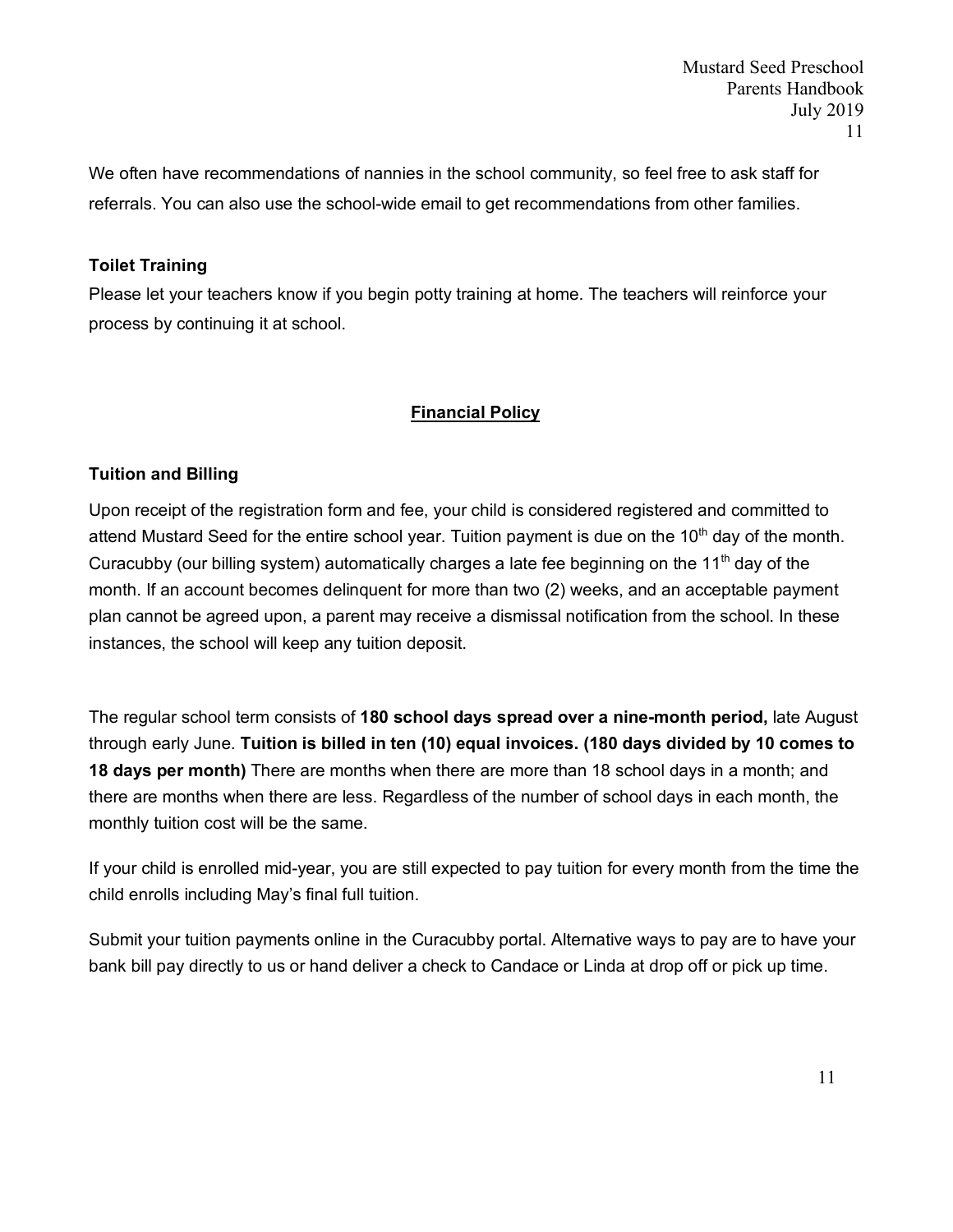We often have recommendations of nannies in the school community, so feel free to ask staff for referrals. You can also use the school-wide email to get recommendations from other families.

### Toilet Training

Please let your teachers know if you begin potty training at home. The teachers will reinforce your process by continuing it at school.

## Financial Policy

### Tuition and Billing

Upon receipt of the registration form and fee, your child is considered registered and committed to attend Mustard Seed for the entire school year. Tuition payment is due on the 10th day of the month. Curacubby (our billing system) automatically charges a late fee beginning on the 11th day of the month. If an account becomes delinquent for more than two (2) weeks, and an acceptable payment plan cannot be agreed upon, a parent may receive a dismissal notification from the school. In these instances, the school will keep any tuition deposit.

The regular school term consists of **180 school days spread over a nine-month period,** late August through early June. **Tuition is billed in ten (10) equal invoices. (180 days divided by 10 comes to 18 days per month)** There are months when there are more than 18 school days in a month; and there are months when there are less. Regardless of the number of school days in each month, the monthly tuition cost will be the same.

If your child is enrolled mid-year, you are still expected to pay tuition for every month from the time the child enrolls including May's final full tuition.

Submit your tuition payments online in the Curacubby portal. Alternative ways to pay are to have your bank bill pay directly to us or hand deliver a check to Candace or Linda at drop off or pick up time.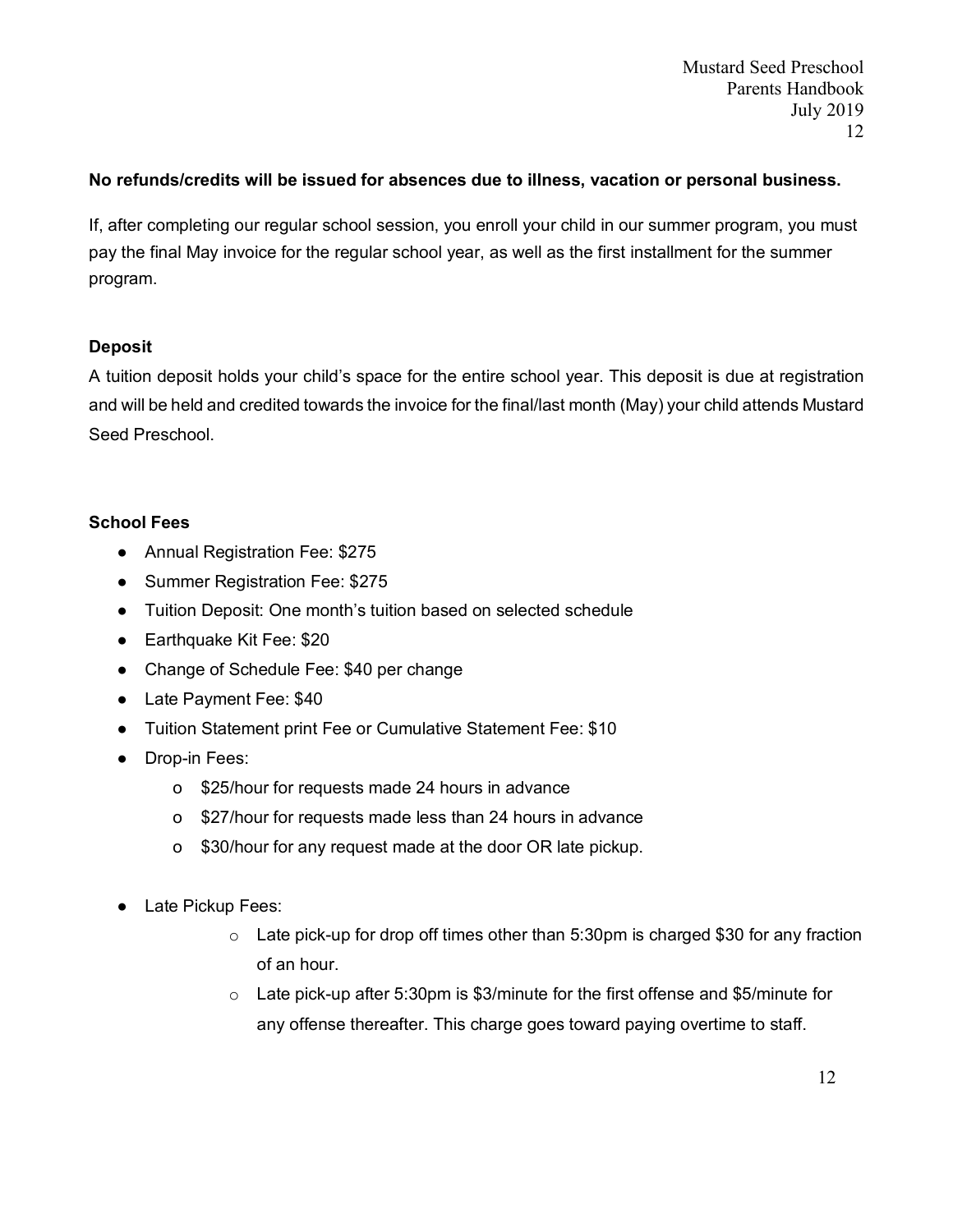**No refunds/credits will be issued for absences due to illness, vacation or personal business.**

If, after completing our regular school session, you enroll your child in our summer program, you must pay the final May invoice for the regular school year, as well as the first installment for the summer program.

**Deposit**

A tuition deposit holds your child's space for the entire school year. This deposit is due at registration and will be held and credited towards the invoice for the final/last month (May) your child attends Mustard Seed Preschool.

**School Fees**

- Annual Registration Fee: $275
- Summer Registration Fee: $275
- Tuition Deposit: One month's tuition based on selected schedule
- Earthquake Kit Fee: $20
- Change of Schedule Fee: $40 per change
- Late Payment Fee: $40
- Tuition Statement print Fee or Cumulative Statement Fee: $10
- Drop-in Fees:
  - $25/hour for requests made 24 hours in advance
  - $27/hour for requests made less than 24 hours in advance
  - $30/hour for any request made at the door OR late pickup.

- Late Pickup Fees:
  - Late pick-up for drop off times other than 5:30pm is charged $30 for any fraction of an hour.
  - Late pick-up after 5:30pm is $3/minute for the first offense and $5/minute for any offense thereafter. This charge goes toward paying overtime to staff.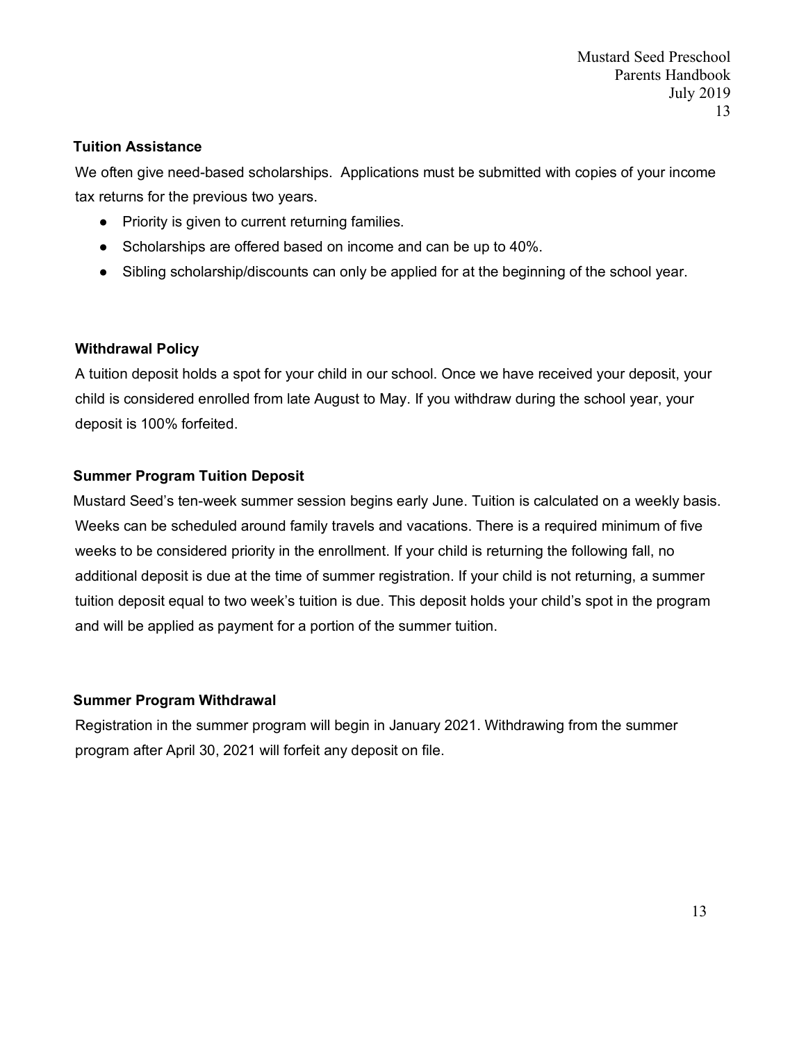### Tuition Assistance

We often give need-based scholarships.  Applications must be submitted with copies of your income tax returns for the previous two years.

- Priority is given to current returning families.
- Scholarships are offered based on income and can be up to 40%.
- Sibling scholarship/discounts can only be applied for at the beginning of the school year.

### Withdrawal Policy

A tuition deposit holds a spot for your child in our school. Once we have received your deposit, your child is considered enrolled from late August to May. If you withdraw during the school year, your deposit is 100% forfeited.

### Summer Program Tuition Deposit

Mustard Seed's ten-week summer session begins early June. Tuition is calculated on a weekly basis. Weeks can be scheduled around family travels and vacations. There is a required minimum of five weeks to be considered priority in the enrollment. If your child is returning the following fall, no additional deposit is due at the time of summer registration. If your child is not returning, a summer tuition deposit equal to two week's tuition is due. This deposit holds your child's spot in the program and will be applied as payment for a portion of the summer tuition.

### Summer Program Withdrawal

Registration in the summer program will begin in January 2021. Withdrawing from the summer program after April 30, 2021 will forfeit any deposit on file.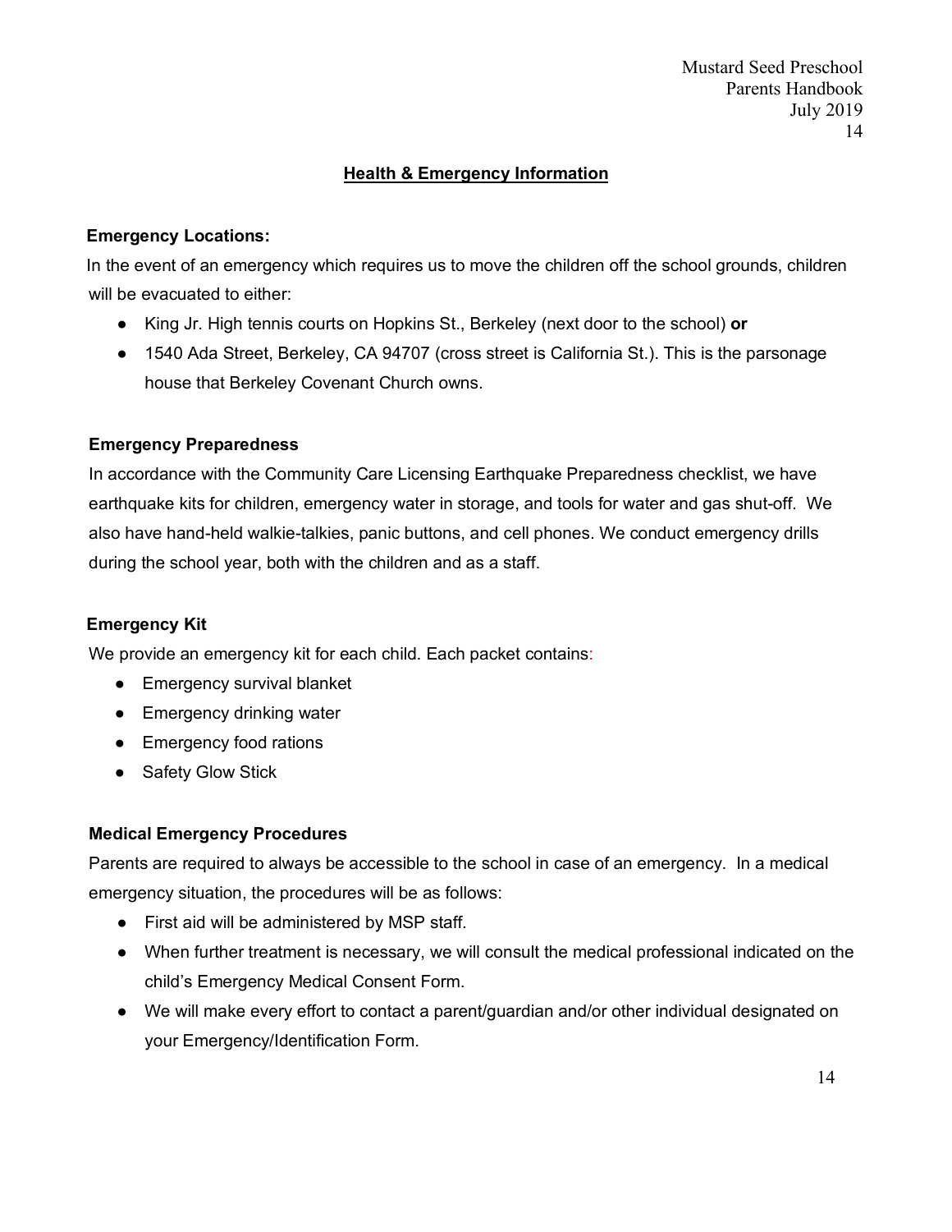## Health & Emergency Information

### Emergency Locations:

In the event of an emergency which requires us to move the children off the school grounds, children will be evacuated to either:

- King Jr. High tennis courts on Hopkins St., Berkeley (next door to the school) **or**
- 1540 Ada Street, Berkeley, CA 94707 (cross street is California St.). This is the parsonage house that Berkeley Covenant Church owns.

### Emergency Preparedness

In accordance with the Community Care Licensing Earthquake Preparedness checklist, we have earthquake kits for children, emergency water in storage, and tools for water and gas shut-off. We also have hand-held walkie-talkies, panic buttons, and cell phones. We conduct emergency drills during the school year, both with the children and as a staff.

### Emergency Kit

We provide an emergency kit for each child. Each packet contains:

- Emergency survival blanket
- Emergency drinking water
- Emergency food rations
- Safety Glow Stick

### Medical Emergency Procedures

Parents are required to always be accessible to the school in case of an emergency. In a medical emergency situation, the procedures will be as follows:

- First aid will be administered by MSP staff.
- When further treatment is necessary, we will consult the medical professional indicated on the child's Emergency Medical Consent Form.
- We will make every effort to contact a parent/guardian and/or other individual designated on your Emergency/Identification Form.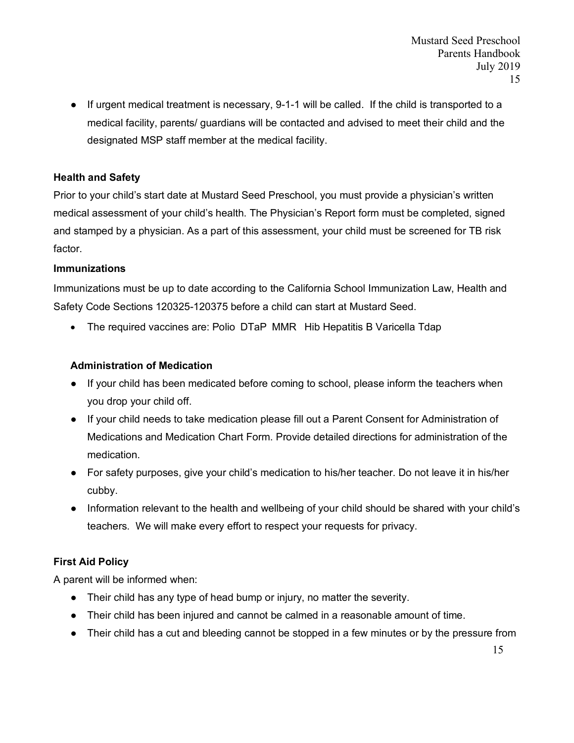- If urgent medical treatment is necessary, 9-1-1 will be called. If the child is transported to a medical facility, parents/ guardians will be contacted and advised to meet their child and the designated MSP staff member at the medical facility.

**Health and Safety**

Prior to your child's start date at Mustard Seed Preschool, you must provide a physician's written medical assessment of your child's health. The Physician's Report form must be completed, signed and stamped by a physician. As a part of this assessment, your child must be screened for TB risk factor.

**Immunizations**

Immunizations must be up to date according to the California School Immunization Law, Health and Safety Code Sections 120325-120375 before a child can start at Mustard Seed.

- The required vaccines are: Polio DTaP MMR Hib Hepatitis B Varicella Tdap

**Administration of Medication**

- If your child has been medicated before coming to school, please inform the teachers when you drop your child off.
- If your child needs to take medication please fill out a Parent Consent for Administration of Medications and Medication Chart Form. Provide detailed directions for administration of the medication.
- For safety purposes, give your child's medication to his/her teacher. Do not leave it in his/her cubby.
- Information relevant to the health and wellbeing of your child should be shared with your child's teachers. We will make every effort to respect your requests for privacy.

**First Aid Policy**

A parent will be informed when:

- Their child has any type of head bump or injury, no matter the severity.
- Their child has been injured and cannot be calmed in a reasonable amount of time.
- Their child has a cut and bleeding cannot be stopped in a few minutes or by the pressure from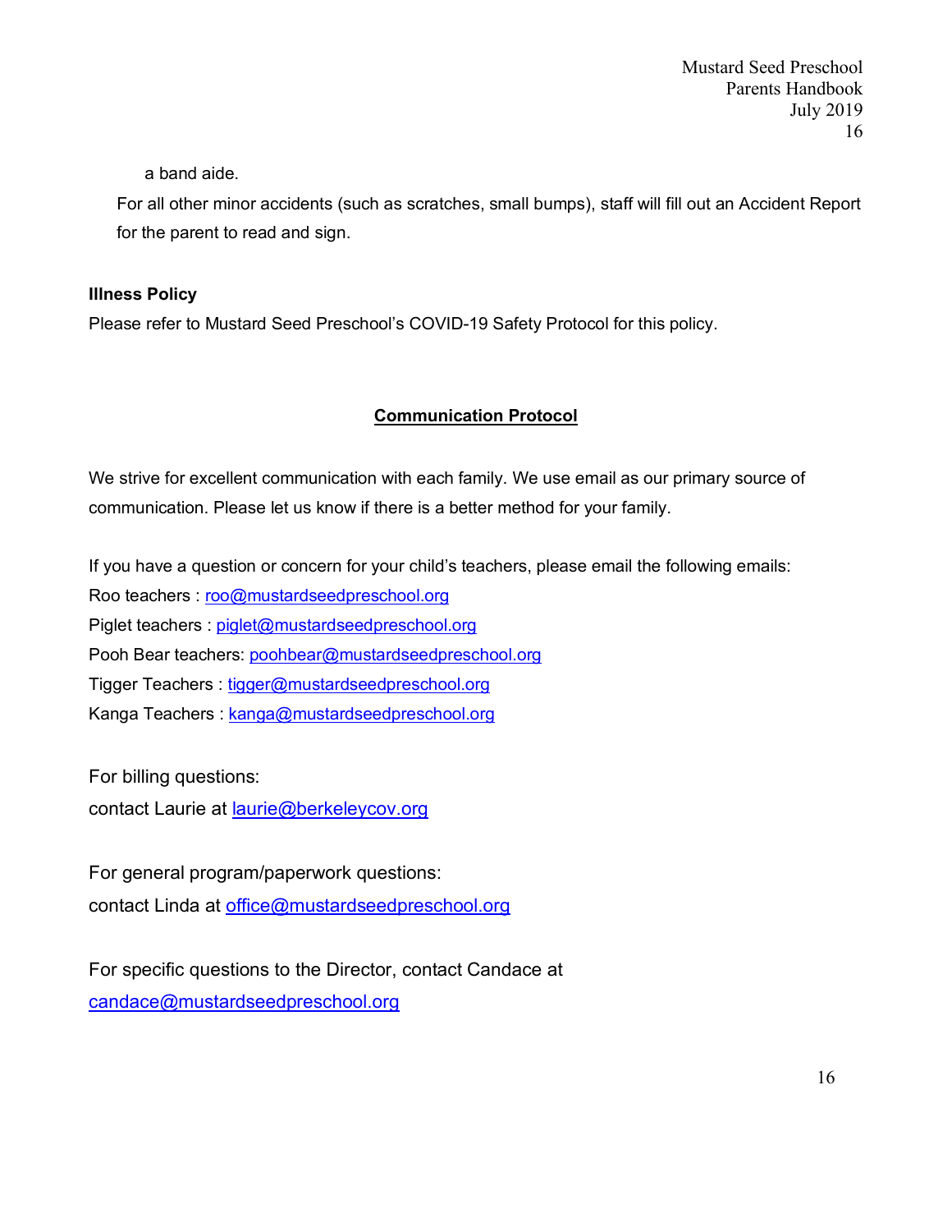a band aide.

For all other minor accidents (such as scratches, small bumps), staff will fill out an Accident Report for the parent to read and sign.

**Illness Policy**

Please refer to Mustard Seed Preschool's COVID-19 Safety Protocol for this policy.

## Communication Protocol

We strive for excellent communication with each family. We use email as our primary source of communication. Please let us know if there is a better method for your family.

If you have a question or concern for your child's teachers, please email the following emails:

Roo teachers : roo@mustardseedpreschool.org
Piglet teachers : piglet@mustardseedpreschool.org
Pooh Bear teachers: poohbear@mustardseedpreschool.org
Tigger Teachers : tigger@mustardseedpreschool.org
Kanga Teachers : kanga@mustardseedpreschool.org

For billing questions:
contact Laurie at laurie@berkeleycov.org

For general program/paperwork questions:
contact Linda at office@mustardseedpreschool.org

For specific questions to the Director, contact Candace at
candace@mustardseedpreschool.org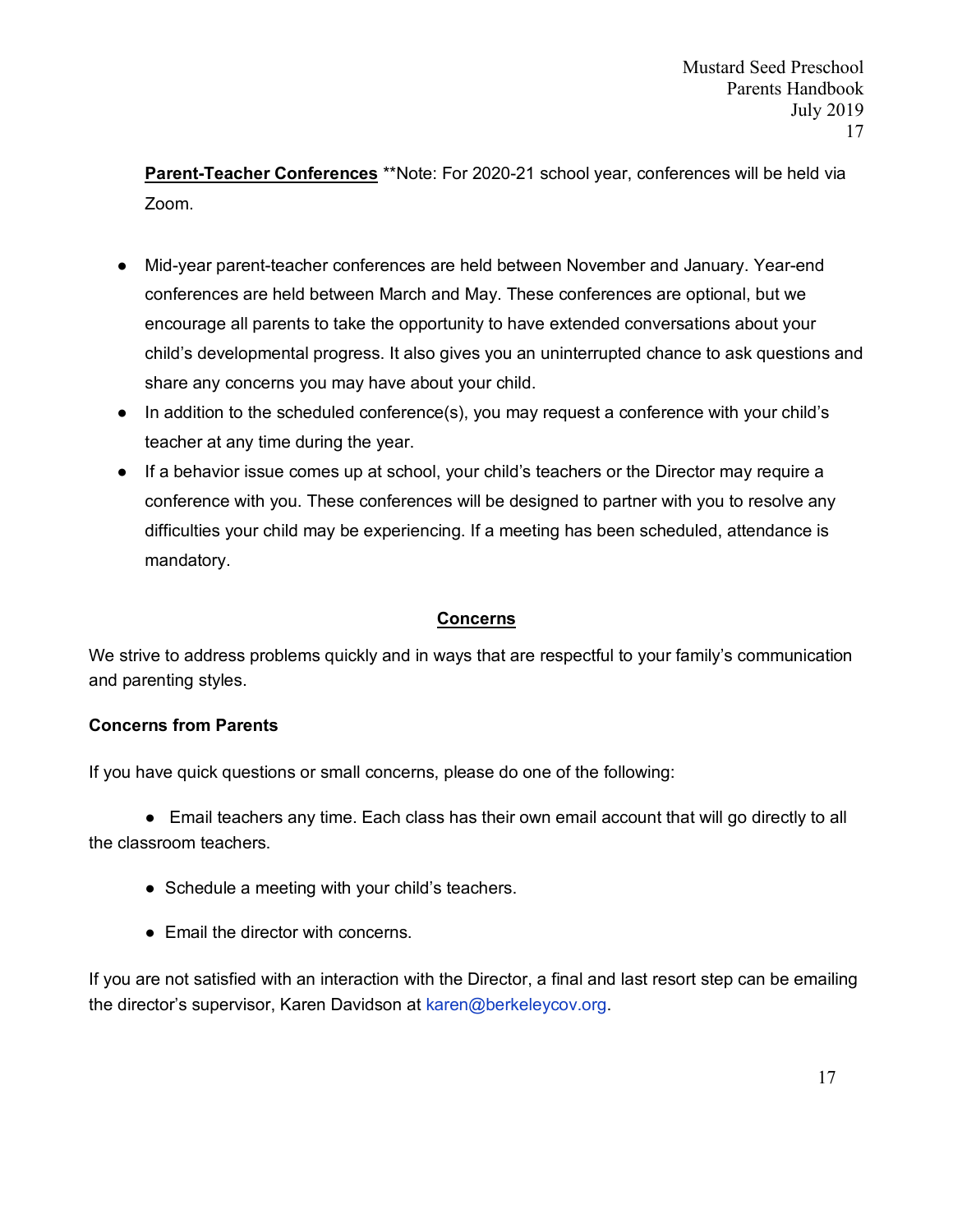**Parent-Teacher Conferences** **Note: For 2020-21 school year, conferences will be held via Zoom.

- Mid-year parent-teacher conferences are held between November and January. Year-end conferences are held between March and May. These conferences are optional, but we encourage all parents to take the opportunity to have extended conversations about your child's developmental progress. It also gives you an uninterrupted chance to ask questions and share any concerns you may have about your child.
- In addition to the scheduled conference(s), you may request a conference with your child's teacher at any time during the year.
- If a behavior issue comes up at school, your child's teachers or the Director may require a conference with you. These conferences will be designed to partner with you to resolve any difficulties your child may be experiencing. If a meeting has been scheduled, attendance is mandatory.

## Concerns

We strive to address problems quickly and in ways that are respectful to your family's communication and parenting styles.

### Concerns from Parents

If you have quick questions or small concerns, please do one of the following:

- Email teachers any time. Each class has their own email account that will go directly to all the classroom teachers.
- Schedule a meeting with your child's teachers.
- Email the director with concerns.

If you are not satisfied with an interaction with the Director, a final and last resort step can be emailing the director's supervisor, Karen Davidson at karen@berkeleycov.org.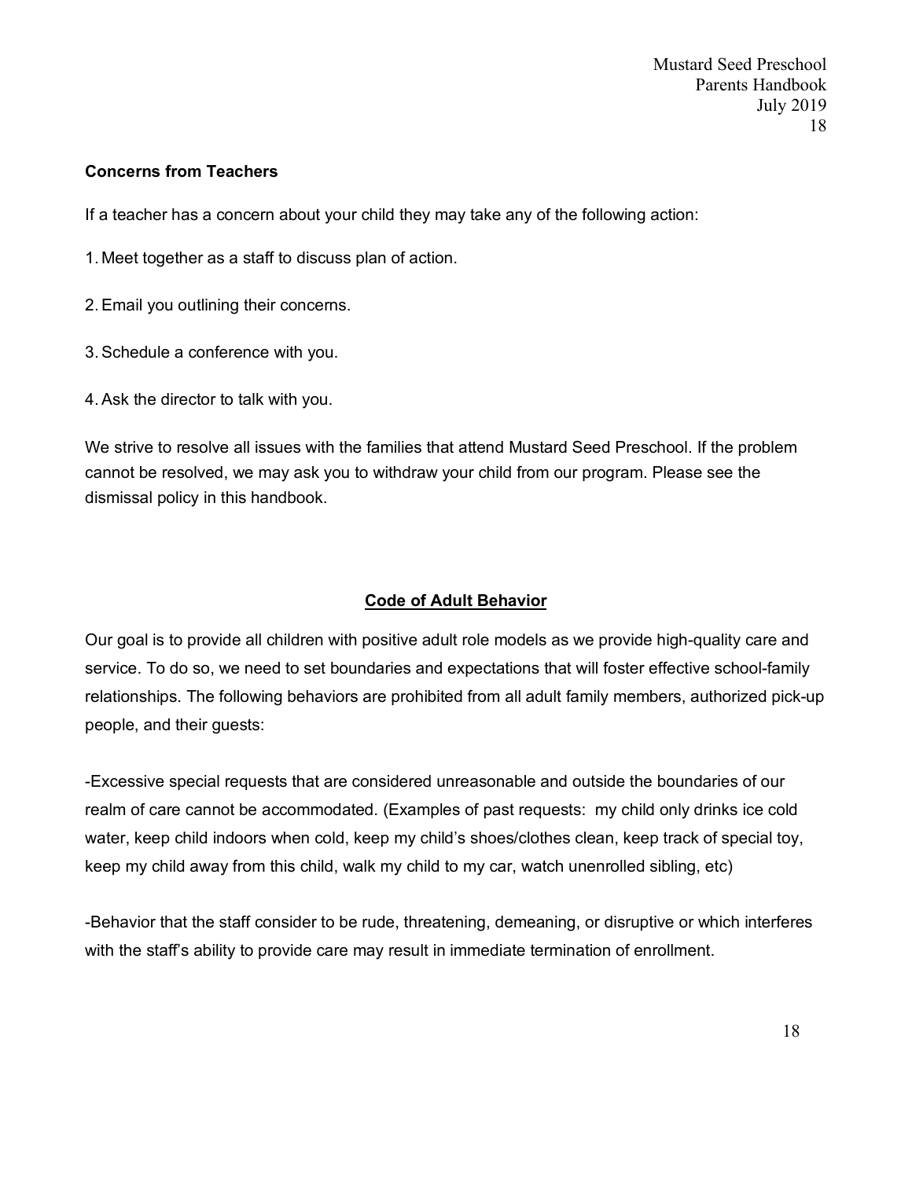**Concerns from Teachers**

If a teacher has a concern about your child they may take any of the following action:

1. Meet together as a staff to discuss plan of action.
2. Email you outlining their concerns.
3. Schedule a conference with you.
4. Ask the director to talk with you.

We strive to resolve all issues with the families that attend Mustard Seed Preschool. If the problem cannot be resolved, we may ask you to withdraw your child from our program. Please see the dismissal policy in this handbook.

## **<u>Code of Adult Behavior</u>**

Our goal is to provide all children with positive adult role models as we provide high-quality care and service. To do so, we need to set boundaries and expectations that will foster effective school-family relationships. The following behaviors are prohibited from all adult family members, authorized pick-up people, and their guests:

-Excessive special requests that are considered unreasonable and outside the boundaries of our realm of care cannot be accommodated. (Examples of past requests: my child only drinks ice cold water, keep child indoors when cold, keep my child's shoes/clothes clean, keep track of special toy, keep my child away from this child, walk my child to my car, watch unenrolled sibling, etc)

-Behavior that the staff consider to be rude, threatening, demeaning, or disruptive or which interferes with the staff's ability to provide care may result in immediate termination of enrollment.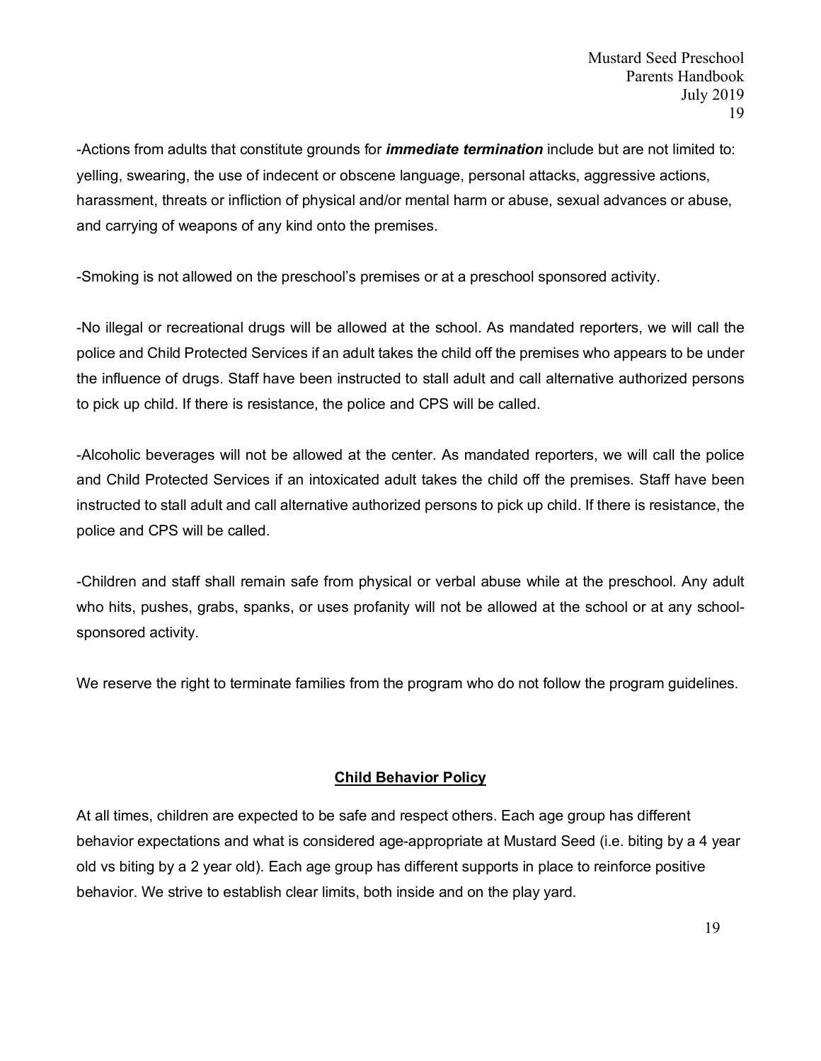-Actions from adults that constitute grounds for ***immediate termination*** include but are not limited to: yelling, swearing, the use of indecent or obscene language, personal attacks, aggressive actions, harassment, threats or infliction of physical and/or mental harm or abuse, sexual advances or abuse, and carrying of weapons of any kind onto the premises.

-Smoking is not allowed on the preschool's premises or at a preschool sponsored activity.

-No illegal or recreational drugs will be allowed at the school. As mandated reporters, we will call the police and Child Protected Services if an adult takes the child off the premises who appears to be under the influence of drugs. Staff have been instructed to stall adult and call alternative authorized persons to pick up child. If there is resistance, the police and CPS will be called.

-Alcoholic beverages will not be allowed at the center. As mandated reporters, we will call the police and Child Protected Services if an intoxicated adult takes the child off the premises. Staff have been instructed to stall adult and call alternative authorized persons to pick up child. If there is resistance, the police and CPS will be called.

-Children and staff shall remain safe from physical or verbal abuse while at the preschool. Any adult who hits, pushes, grabs, spanks, or uses profanity will not be allowed at the school or at any school-sponsored activity.

We reserve the right to terminate families from the program who do not follow the program guidelines.

## Child Behavior Policy

At all times, children are expected to be safe and respect others. Each age group has different behavior expectations and what is considered age-appropriate at Mustard Seed (i.e. biting by a 4 year old vs biting by a 2 year old). Each age group has different supports in place to reinforce positive behavior. We strive to establish clear limits, both inside and on the play yard.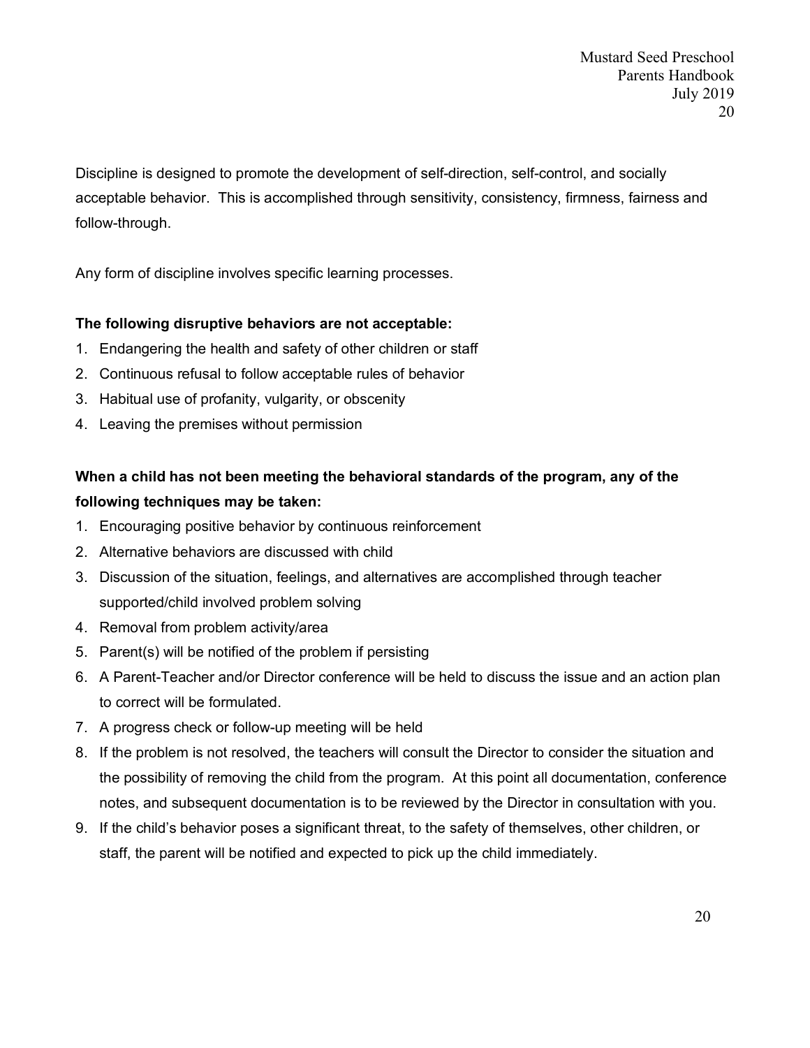Discipline is designed to promote the development of self-direction, self-control, and socially acceptable behavior. This is accomplished through sensitivity, consistency, firmness, fairness and follow-through.

Any form of discipline involves specific learning processes.

**The following disruptive behaviors are not acceptable:**

1. Endangering the health and safety of other children or staff
2. Continuous refusal to follow acceptable rules of behavior
3. Habitual use of profanity, vulgarity, or obscenity
4. Leaving the premises without permission

**When a child has not been meeting the behavioral standards of the program, any of the following techniques may be taken:**

1. Encouraging positive behavior by continuous reinforcement
2. Alternative behaviors are discussed with child
3. Discussion of the situation, feelings, and alternatives are accomplished through teacher supported/child involved problem solving
4. Removal from problem activity/area
5. Parent(s) will be notified of the problem if persisting
6. A Parent-Teacher and/or Director conference will be held to discuss the issue and an action plan to correct will be formulated.
7. A progress check or follow-up meeting will be held
8. If the problem is not resolved, the teachers will consult the Director to consider the situation and the possibility of removing the child from the program. At this point all documentation, conference notes, and subsequent documentation is to be reviewed by the Director in consultation with you.
9. If the child's behavior poses a significant threat, to the safety of themselves, other children, or staff, the parent will be notified and expected to pick up the child immediately.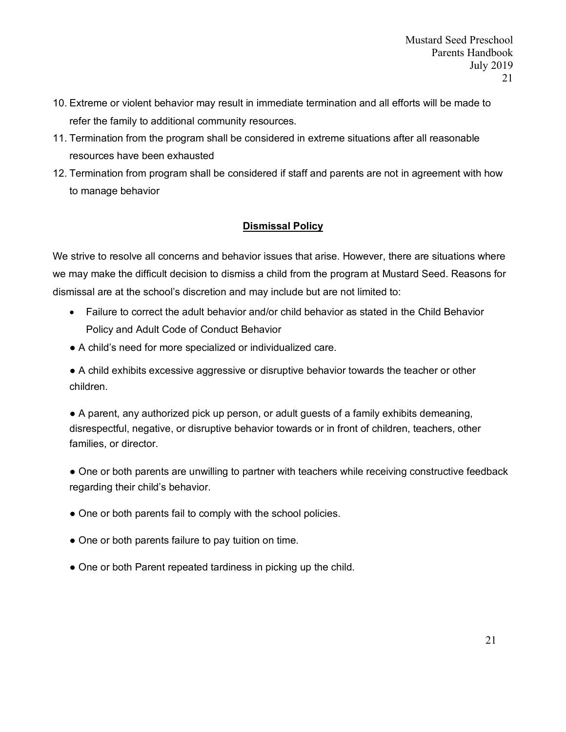10. Extreme or violent behavior may result in immediate termination and all efforts will be made to refer the family to additional community resources.
11. Termination from the program shall be considered in extreme situations after all reasonable resources have been exhausted
12. Termination from program shall be considered if staff and parents are not in agreement with how to manage behavior

## Dismissal Policy

We strive to resolve all concerns and behavior issues that arise. However, there are situations where we may make the difficult decision to dismiss a child from the program at Mustard Seed. Reasons for dismissal are at the school's discretion and may include but are not limited to:

- Failure to correct the adult behavior and/or child behavior as stated in the Child Behavior Policy and Adult Code of Conduct Behavior
- A child's need for more specialized or individualized care.
- A child exhibits excessive aggressive or disruptive behavior towards the teacher or other children.
- A parent, any authorized pick up person, or adult guests of a family exhibits demeaning, disrespectful, negative, or disruptive behavior towards or in front of children, teachers, other families, or director.
- One or both parents are unwilling to partner with teachers while receiving constructive feedback regarding their child's behavior.
- One or both parents fail to comply with the school policies.
- One or both parents failure to pay tuition on time.
- One or both Parent repeated tardiness in picking up the child.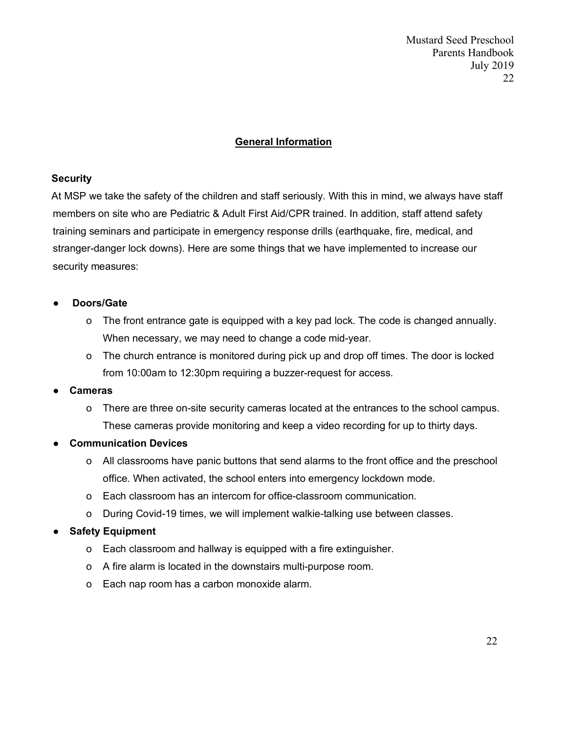## General Information

### Security

At MSP we take the safety of the children and staff seriously. With this in mind, we always have staff members on site who are Pediatric & Adult First Aid/CPR trained. In addition, staff attend safety training seminars and participate in emergency response drills (earthquake, fire, medical, and stranger-danger lock downs). Here are some things that we have implemented to increase our security measures:

- **Doors/Gate**
  - The front entrance gate is equipped with a key pad lock. The code is changed annually. When necessary, we may need to change a code mid-year.
  - The church entrance is monitored during pick up and drop off times. The door is locked from 10:00am to 12:30pm requiring a buzzer-request for access.
- **Cameras**
  - There are three on-site security cameras located at the entrances to the school campus. These cameras provide monitoring and keep a video recording for up to thirty days.
- **Communication Devices**
  - All classrooms have panic buttons that send alarms to the front office and the preschool office. When activated, the school enters into emergency lockdown mode.
  - Each classroom has an intercom for office-classroom communication.
  - During Covid-19 times, we will implement walkie-talking use between classes.
- **Safety Equipment**
  - Each classroom and hallway is equipped with a fire extinguisher.
  - A fire alarm is located in the downstairs multi-purpose room.
  - Each nap room has a carbon monoxide alarm.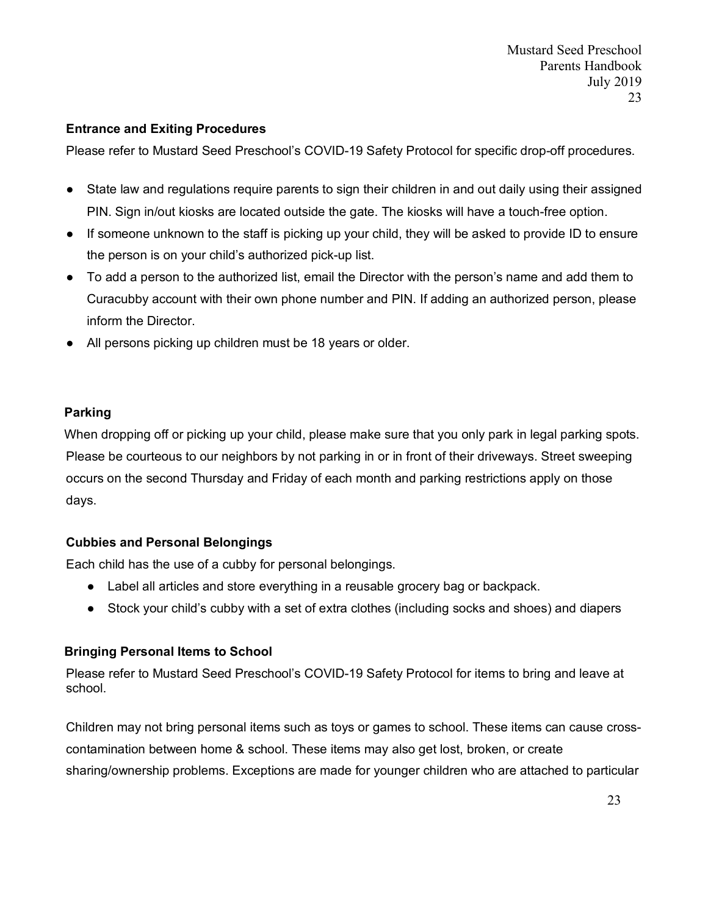## Entrance and Exiting Procedures

Please refer to Mustard Seed Preschool's COVID-19 Safety Protocol for specific drop-off procedures.

- State law and regulations require parents to sign their children in and out daily using their assigned PIN. Sign in/out kiosks are located outside the gate. The kiosks will have a touch-free option.
- If someone unknown to the staff is picking up your child, they will be asked to provide ID to ensure the person is on your child's authorized pick-up list.
- To add a person to the authorized list, email the Director with the person's name and add them to Curacubby account with their own phone number and PIN. If adding an authorized person, please inform the Director.
- All persons picking up children must be 18 years or older.

## Parking

When dropping off or picking up your child, please make sure that you only park in legal parking spots. Please be courteous to our neighbors by not parking in or in front of their driveways. Street sweeping occurs on the second Thursday and Friday of each month and parking restrictions apply on those days.

## Cubbies and Personal Belongings

Each child has the use of a cubby for personal belongings.

- Label all articles and store everything in a reusable grocery bag or backpack.
- Stock your child's cubby with a set of extra clothes (including socks and shoes) and diapers

## Bringing Personal Items to School

Please refer to Mustard Seed Preschool's COVID-19 Safety Protocol for items to bring and leave at school.

Children may not bring personal items such as toys or games to school. These items can cause cross-contamination between home & school. These items may also get lost, broken, or create sharing/ownership problems. Exceptions are made for younger children who are attached to particular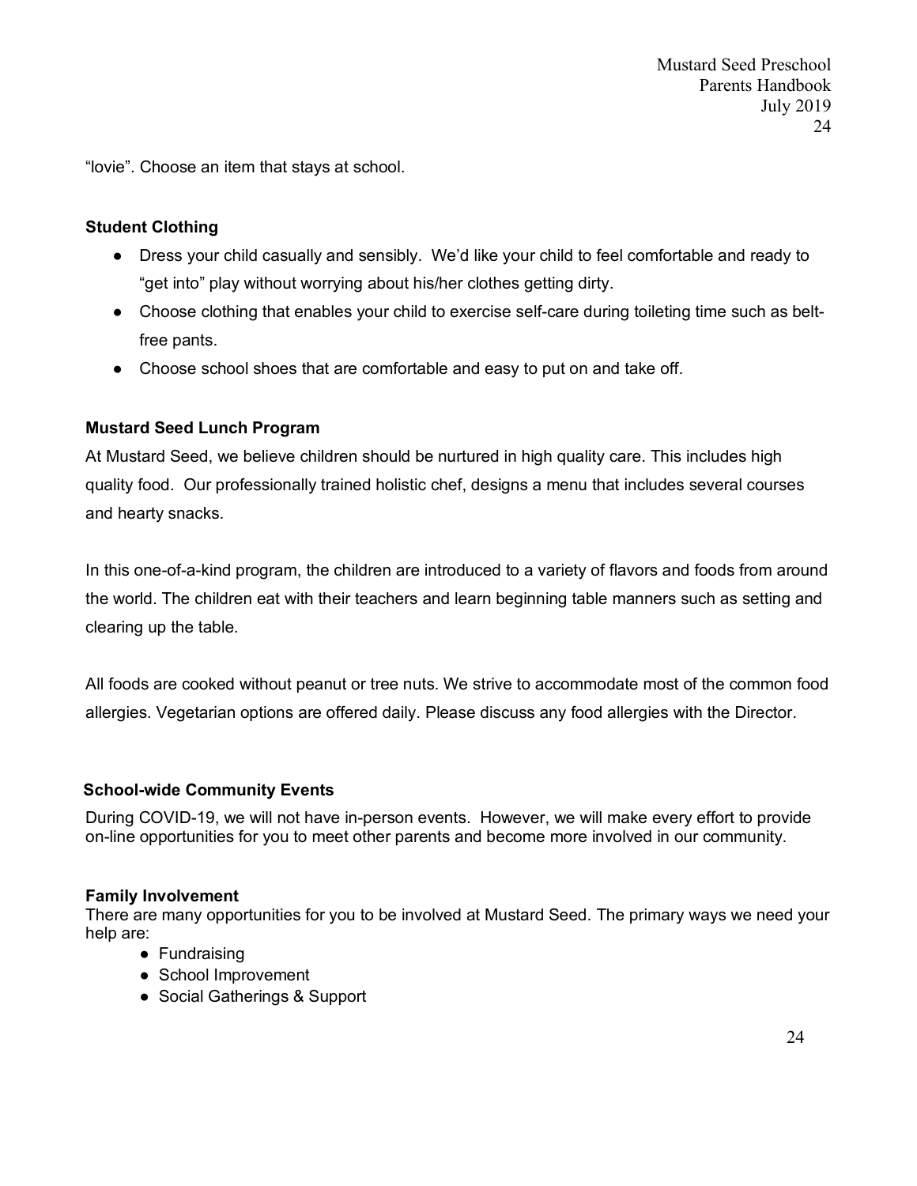"lovie". Choose an item that stays at school.

### Student Clothing

- Dress your child casually and sensibly. We'd like your child to feel comfortable and ready to "get into" play without worrying about his/her clothes getting dirty.
- Choose clothing that enables your child to exercise self-care during toileting time such as belt-free pants.
- Choose school shoes that are comfortable and easy to put on and take off.

### Mustard Seed Lunch Program

At Mustard Seed, we believe children should be nurtured in high quality care. This includes high quality food. Our professionally trained holistic chef, designs a menu that includes several courses and hearty snacks.

In this one-of-a-kind program, the children are introduced to a variety of flavors and foods from around the world. The children eat with their teachers and learn beginning table manners such as setting and clearing up the table.

All foods are cooked without peanut or tree nuts. We strive to accommodate most of the common food allergies. Vegetarian options are offered daily. Please discuss any food allergies with the Director.

### School-wide Community Events

During COVID-19, we will not have in-person events. However, we will make every effort to provide on-line opportunities for you to meet other parents and become more involved in our community.

### Family Involvement

There are many opportunities for you to be involved at Mustard Seed. The primary ways we need your help are:

- Fundraising
- School Improvement
- Social Gatherings & Support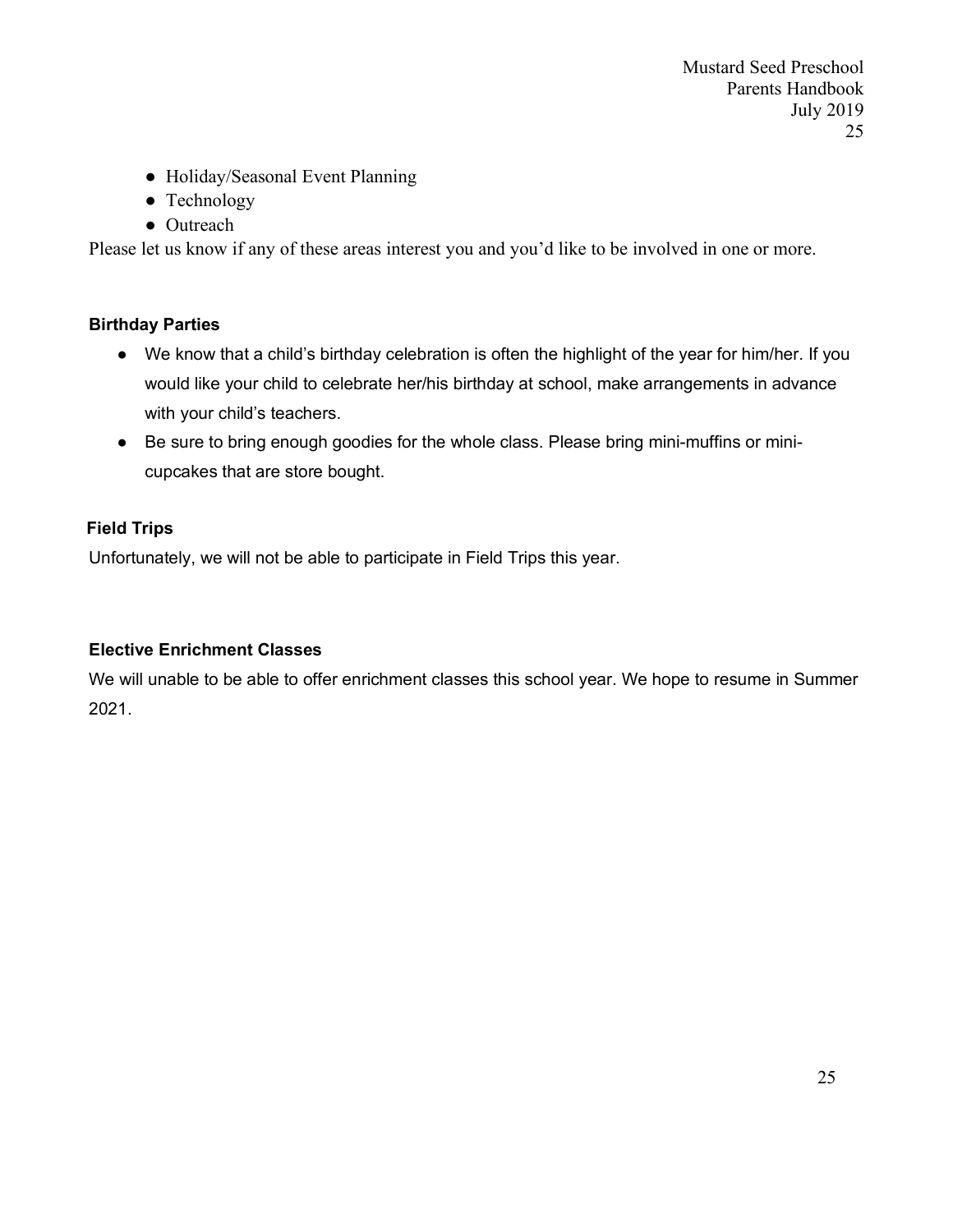- Holiday/Seasonal Event Planning
- Technology
- Outreach

Please let us know if any of these areas interest you and you'd like to be involved in one or more.

**Birthday Parties**

- We know that a child's birthday celebration is often the highlight of the year for him/her. If you would like your child to celebrate her/his birthday at school, make arrangements in advance with your child's teachers.
- Be sure to bring enough goodies for the whole class. Please bring mini-muffins or mini-cupcakes that are store bought.

**Field Trips**

Unfortunately, we will not be able to participate in Field Trips this year.

**Elective Enrichment Classes**

We will unable to be able to offer enrichment classes this school year. We hope to resume in Summer 2021.